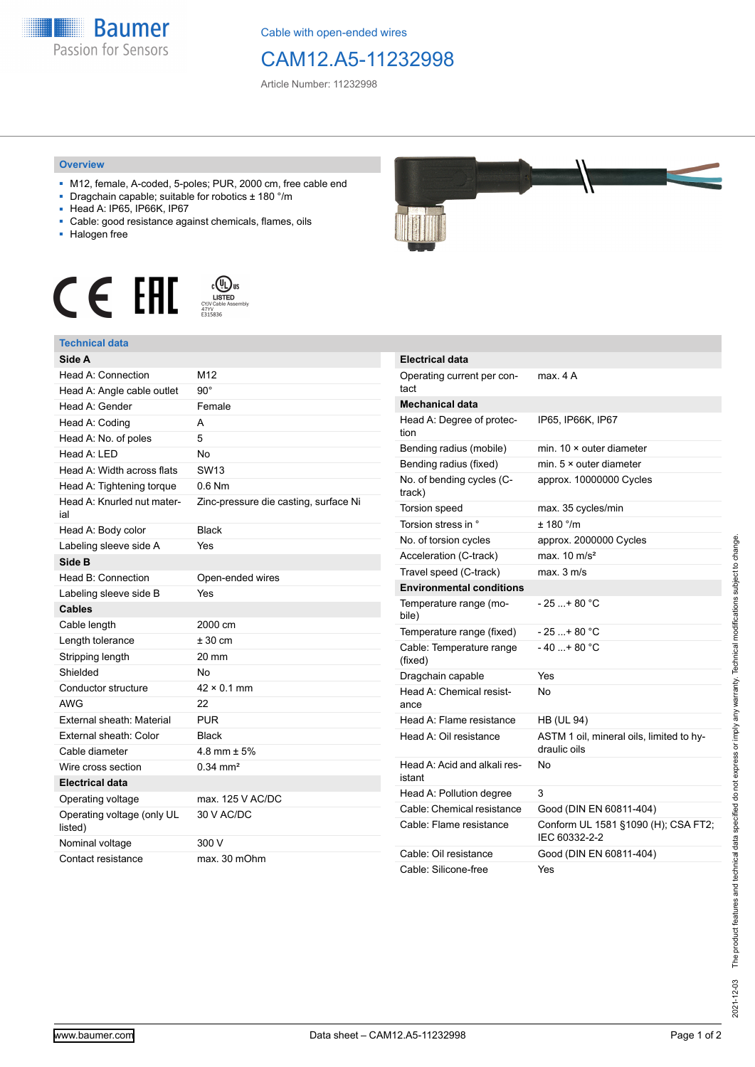Cable with open-ended wires

# CAM12.A5-11232998

Article Number: 11232998

## Overview

- M12, female, A-coded, 5-poles; PUR, 2000 cm, free cable end
- Dragchain capable; suitable for robotics ± 180 °/m
- Head A: IP65, IP66K, IP67
- Cable: good resistance against chemicals, flames, oils
- Halogen free

CE EAC cULus LISTED CYJV Cable Assembly 47YY E315836

## Technical data

| **Side A** | |
|---|---|
| Head A: Connection | M12 |
| Head A: Angle cable outlet | 90° |
| Head A: Gender | Female |
| Head A: Coding | A |
| Head A: No. of poles | 5 |
| Head A: LED | No |
| Head A: Width across flats | SW13 |
| Head A: Tightening torque | 0.6 Nm |
| Head A: Knurled nut material | Zinc-pressure die casting, surface Ni |
| Head A: Body color | Black |
| Labeling sleeve side A | Yes |
| **Side B** | |
| Head B: Connection | Open-ended wires |
| Labeling sleeve side B | Yes |
| **Cables** | |
| Cable length | 2000 cm |
| Length tolerance | ± 30 cm |
| Stripping length | 20 mm |
| Shielded | No |
| Conductor structure | 42 × 0.1 mm |
| AWG | 22 |
| External sheath: Material | PUR |
| External sheath: Color | Black |
| Cable diameter | 4.8 mm ± 5% |
| Wire cross section | 0.34 mm² |
| **Electrical data** | |
| Operating voltage | max. 125 V AC/DC |
| Operating voltage (only UL listed) | 30 V AC/DC |
| Nominal voltage | 300 V |
| Contact resistance | max. 30 mOhm |

| **Electrical data** | |
|---|---|
| Operating current per contact | max. 4 A |
| **Mechanical data** | |
| Head A: Degree of protection | IP65, IP66K, IP67 |
| Bending radius (mobile) | min. 10 × outer diameter |
| Bending radius (fixed) | min. 5 × outer diameter |
| No. of bending cycles (C-track) | approx. 10000000 Cycles |
| Torsion speed | max. 35 cycles/min |
| Torsion stress in ° | ± 180 °/m |
| No. of torsion cycles | approx. 2000000 Cycles |
| Acceleration (C-track) | max. 10 m/s² |
| Travel speed (C-track) | max. 3 m/s |
| **Environmental conditions** | |
| Temperature range (mobile) | - 25 ...+ 80 °C |
| Temperature range (fixed) | - 25 ...+ 80 °C |
| Cable: Temperature range (fixed) | - 40 ...+ 80 °C |
| Dragchain capable | Yes |
| Head A: Chemical resistance | No |
| Head A: Flame resistance | HB (UL 94) |
| Head A: Oil resistance | ASTM 1 oil, mineral oils, limited to hydraulic oils |
| Head A: Acid and alkali resistant | No |
| Head A: Pollution degree | 3 |
| Cable: Chemical resistance | Good (DIN EN 60811-404) |
| Cable: Flame resistance | Conform UL 1581 §1090 (H); CSA FT2; IEC 60332-2-2 |
| Cable: Oil resistance | Good (DIN EN 60811-404) |
| Cable: Silicone-free | Yes |

2021-12-03 The product features and technical data specified do not express or imply any warranty. Technical modifications subject to change.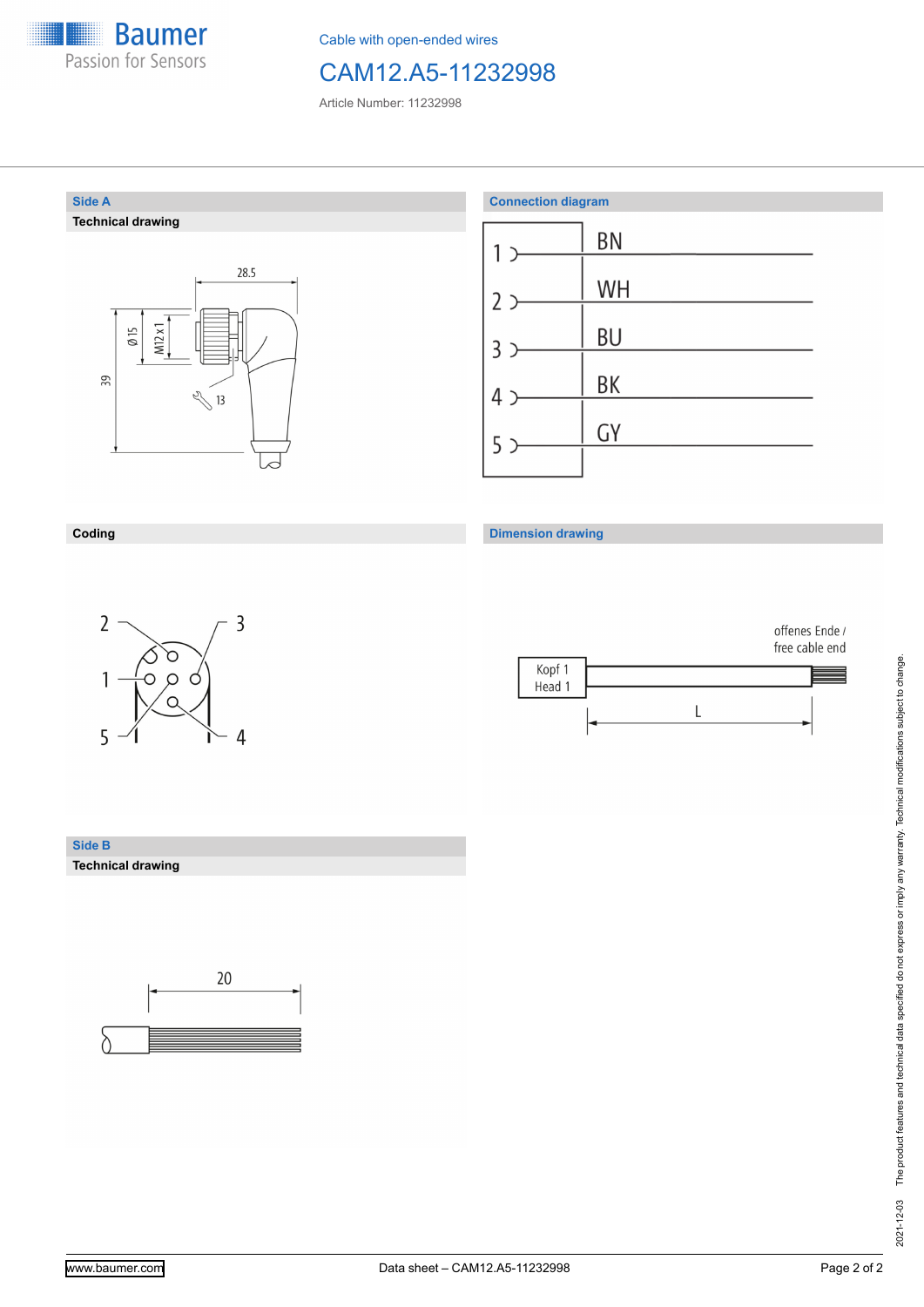Cable with open-ended wires

# CAM12.A5-11232998

Article Number: 11232998

## Side A

### Technical drawing

28.5

Ø 15

M12 x 1

39

13

## Connection diagram

1 BN

2 WH

3 BU

4 BK

5 GY

### Coding

2 3

1

5 4

## Dimension drawing

offenes Ende / free cable end

Kopf 1 Head 1

L

## Side B

### Technical drawing

20

The product features and technical data specified do not express or imply any warranty. Technical modifications subject to change.

2021-12-03

www.baumer.com

Data sheet – CAM12.A5-11232998